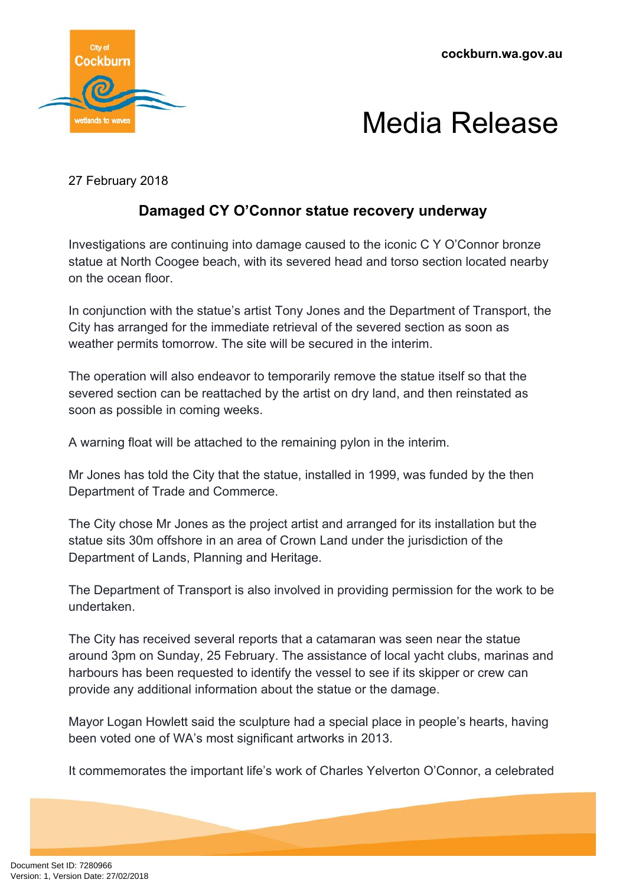cockburn.wa.gov.au

# Media Release

27 February 2018

## Damaged CY O'Connor statue recovery underway

Investigations are continuing into damage caused to the iconic C Y O'Connor bronze statue at North Coogee beach, with its severed head and torso section located nearby on the ocean floor.

In conjunction with the statue's artist Tony Jones and the Department of Transport, the City has arranged for the immediate retrieval of the severed section as soon as weather permits tomorrow. The site will be secured in the interim.

The operation will also endeavor to temporarily remove the statue itself so that the severed section can be reattached by the artist on dry land, and then reinstated as soon as possible in coming weeks.

A warning float will be attached to the remaining pylon in the interim.

Mr Jones has told the City that the statue, installed in 1999, was funded by the then Department of Trade and Commerce.

The City chose Mr Jones as the project artist and arranged for its installation but the statue sits 30m offshore in an area of Crown Land under the jurisdiction of the Department of Lands, Planning and Heritage.

The Department of Transport is also involved in providing permission for the work to be undertaken.

The City has received several reports that a catamaran was seen near the statue around 3pm on Sunday, 25 February. The assistance of local yacht clubs, marinas and harbours has been requested to identify the vessel to see if its skipper or crew can provide any additional information about the statue or the damage.

Mayor Logan Howlett said the sculpture had a special place in people's hearts, having been voted one of WA's most significant artworks in 2013.

It commemorates the important life's work of Charles Yelverton O'Connor, a celebrated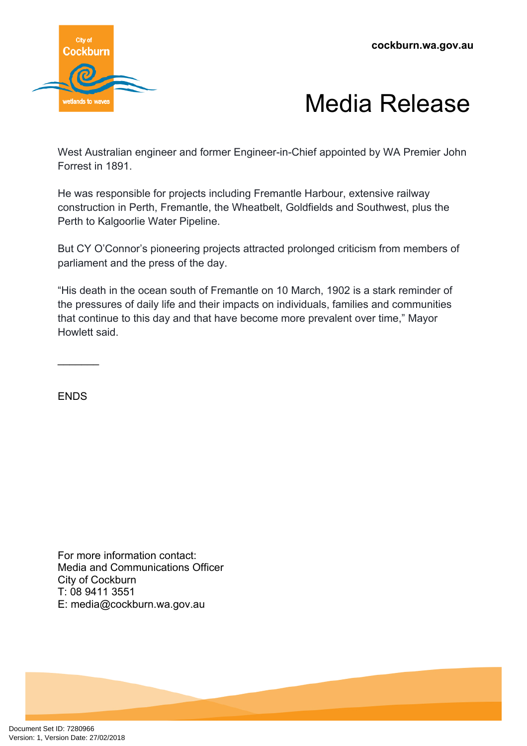# Media Release

West Australian engineer and former Engineer-in-Chief appointed by WA Premier John Forrest in 1891.

He was responsible for projects including Fremantle Harbour, extensive railway construction in Perth, Fremantle, the Wheatbelt, Goldfields and Southwest, plus the Perth to Kalgoorlie Water Pipeline.

But CY O'Connor's pioneering projects attracted prolonged criticism from members of parliament and the press of the day.

"His death in the ocean south of Fremantle on 10 March, 1902 is a stark reminder of the pressures of daily life and their impacts on individuals, families and communities that continue to this day and that have become more prevalent over time," Mayor Howlett said.

_______

ENDS

For more information contact:
Media and Communications Officer
City of Cockburn
T: 08 9411 3551
E: media@cockburn.wa.gov.au